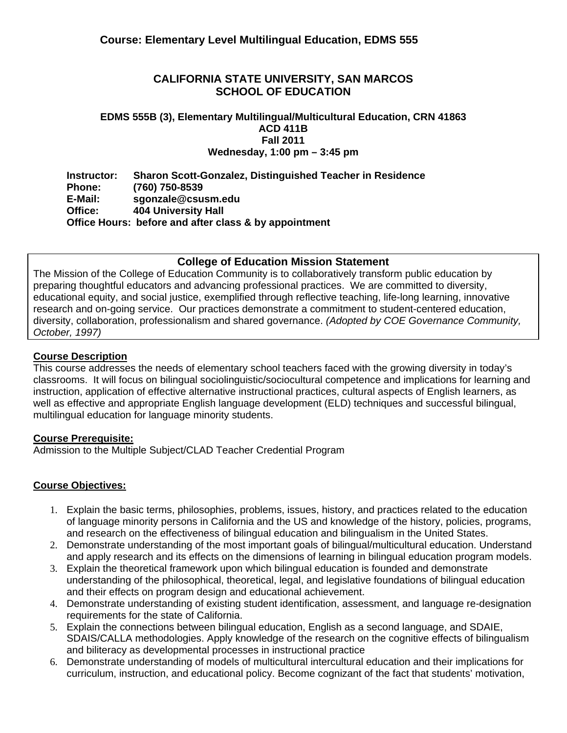**Course: Elementary Level Multilingual Education, EDMS 555**

# CALIFORNIA STATE UNIVERSITY, SAN MARCOS
# SCHOOL OF EDUCATION

**EDMS 555B (3), Elementary Multilingual/Multicultural Education, CRN 41863**
**ACD 411B**
**Fall 2011**
**Wednesday, 1:00 pm – 3:45 pm**

**Instructor:** **Sharon Scott-Gonzalez, Distinguished Teacher in Residence**
**Phone:** **(760) 750-8539**
**E-Mail:** **sgonzale@csusm.edu**
**Office:** **404 University Hall**
**Office Hours: before and after class & by appointment**

## College of Education Mission Statement

The Mission of the College of Education Community is to collaboratively transform public education by preparing thoughtful educators and advancing professional practices. We are committed to diversity, educational equity, and social justice, exemplified through reflective teaching, life-long learning, innovative research and on-going service. Our practices demonstrate a commitment to student-centered education, diversity, collaboration, professionalism and shared governance. *(Adopted by COE Governance Community, October, 1997)*

### Course Description

This course addresses the needs of elementary school teachers faced with the growing diversity in today's classrooms. It will focus on bilingual sociolinguistic/sociocultural competence and implications for learning and instruction, application of effective alternative instructional practices, cultural aspects of English learners, as well as effective and appropriate English language development (ELD) techniques and successful bilingual, multilingual education for language minority students.

### Course Prerequisite:

Admission to the Multiple Subject/CLAD Teacher Credential Program

### Course Objectives:

1. Explain the basic terms, philosophies, problems, issues, history, and practices related to the education of language minority persons in California and the US and knowledge of the history, policies, programs, and research on the effectiveness of bilingual education and bilingualism in the United States.
2. Demonstrate understanding of the most important goals of bilingual/multicultural education. Understand and apply research and its effects on the dimensions of learning in bilingual education program models.
3. Explain the theoretical framework upon which bilingual education is founded and demonstrate understanding of the philosophical, theoretical, legal, and legislative foundations of bilingual education and their effects on program design and educational achievement.
4. Demonstrate understanding of existing student identification, assessment, and language re-designation requirements for the state of California.
5. Explain the connections between bilingual education, English as a second language, and SDAIE, SDAIS/CALLA methodologies. Apply knowledge of the research on the cognitive effects of bilingualism and biliteracy as developmental processes in instructional practice
6. Demonstrate understanding of models of multicultural intercultural education and their implications for curriculum, instruction, and educational policy. Become cognizant of the fact that students' motivation,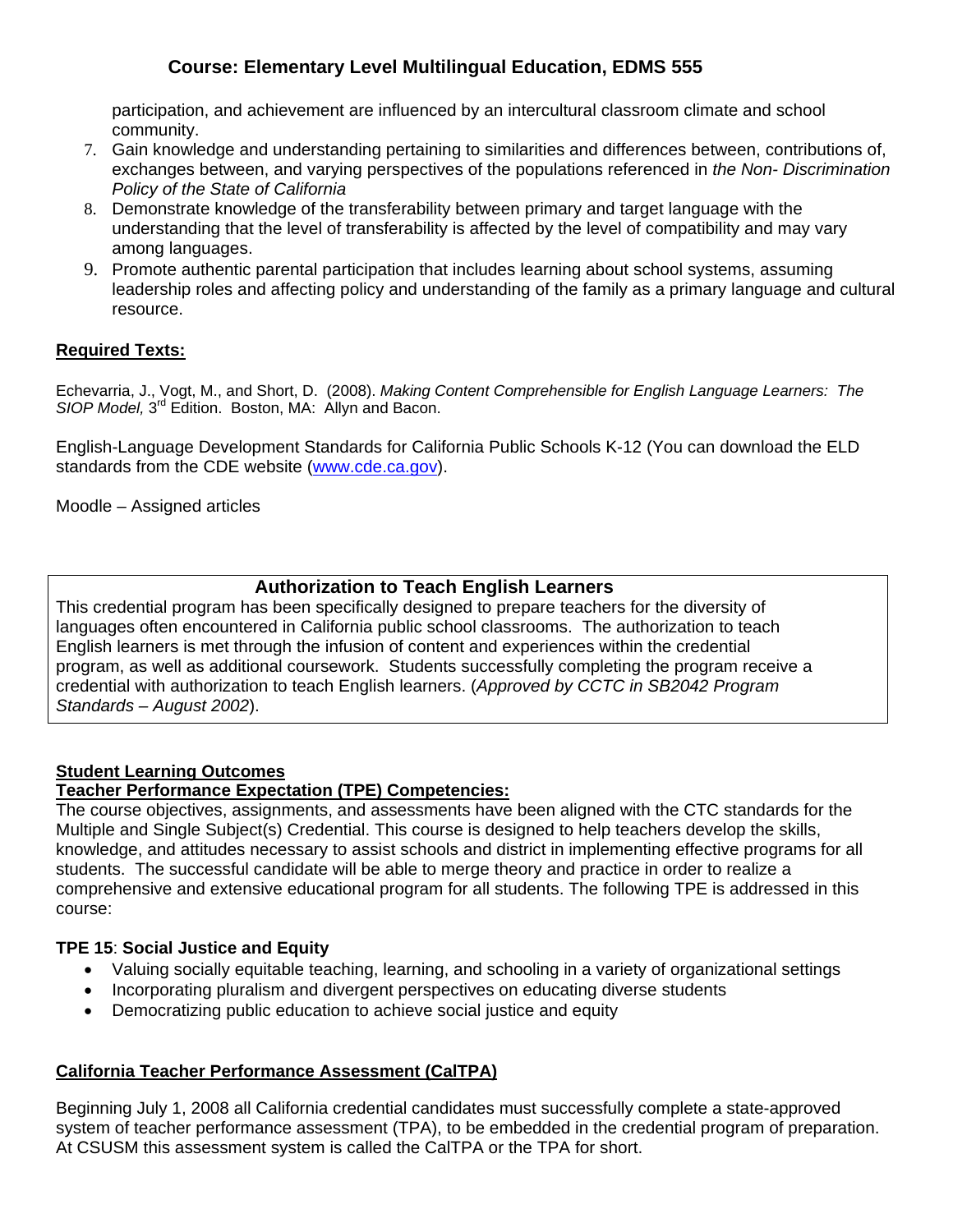participation, and achievement are influenced by an intercultural classroom climate and school community.

7. Gain knowledge and understanding pertaining to similarities and differences between, contributions of, exchanges between, and varying perspectives of the populations referenced in *the Non- Discrimination Policy of the State of California*
8. Demonstrate knowledge of the transferability between primary and target language with the understanding that the level of transferability is affected by the level of compatibility and may vary among languages.
9. Promote authentic parental participation that includes learning about school systems, assuming leadership roles and affecting policy and understanding of the family as a primary language and cultural resource.

**Required Texts:**

Echevarria, J., Vogt, M., and Short, D. (2008). *Making Content Comprehensible for English Language Learners: The SIOP Model,* 3rd Edition. Boston, MA: Allyn and Bacon.

English-Language Development Standards for California Public Schools K-12 (You can download the ELD standards from the CDE website (www.cde.ca.gov).

Moodle – Assigned articles

**Authorization to Teach English Learners**

This credential program has been specifically designed to prepare teachers for the diversity of languages often encountered in California public school classrooms. The authorization to teach English learners is met through the infusion of content and experiences within the credential program, as well as additional coursework. Students successfully completing the program receive a credential with authorization to teach English learners. (*Approved by CCTC in SB2042 Program Standards – August 2002*).

**Student Learning Outcomes**

**Teacher Performance Expectation (TPE) Competencies:**

The course objectives, assignments, and assessments have been aligned with the CTC standards for the Multiple and Single Subject(s) Credential. This course is designed to help teachers develop the skills, knowledge, and attitudes necessary to assist schools and district in implementing effective programs for all students. The successful candidate will be able to merge theory and practice in order to realize a comprehensive and extensive educational program for all students. The following TPE is addressed in this course:

**TPE 15**: **Social Justice and Equity**

- Valuing socially equitable teaching, learning, and schooling in a variety of organizational settings
- Incorporating pluralism and divergent perspectives on educating diverse students
- Democratizing public education to achieve social justice and equity

**California Teacher Performance Assessment (CalTPA)**

Beginning July 1, 2008 all California credential candidates must successfully complete a state-approved system of teacher performance assessment (TPA), to be embedded in the credential program of preparation. At CSUSM this assessment system is called the CalTPA or the TPA for short.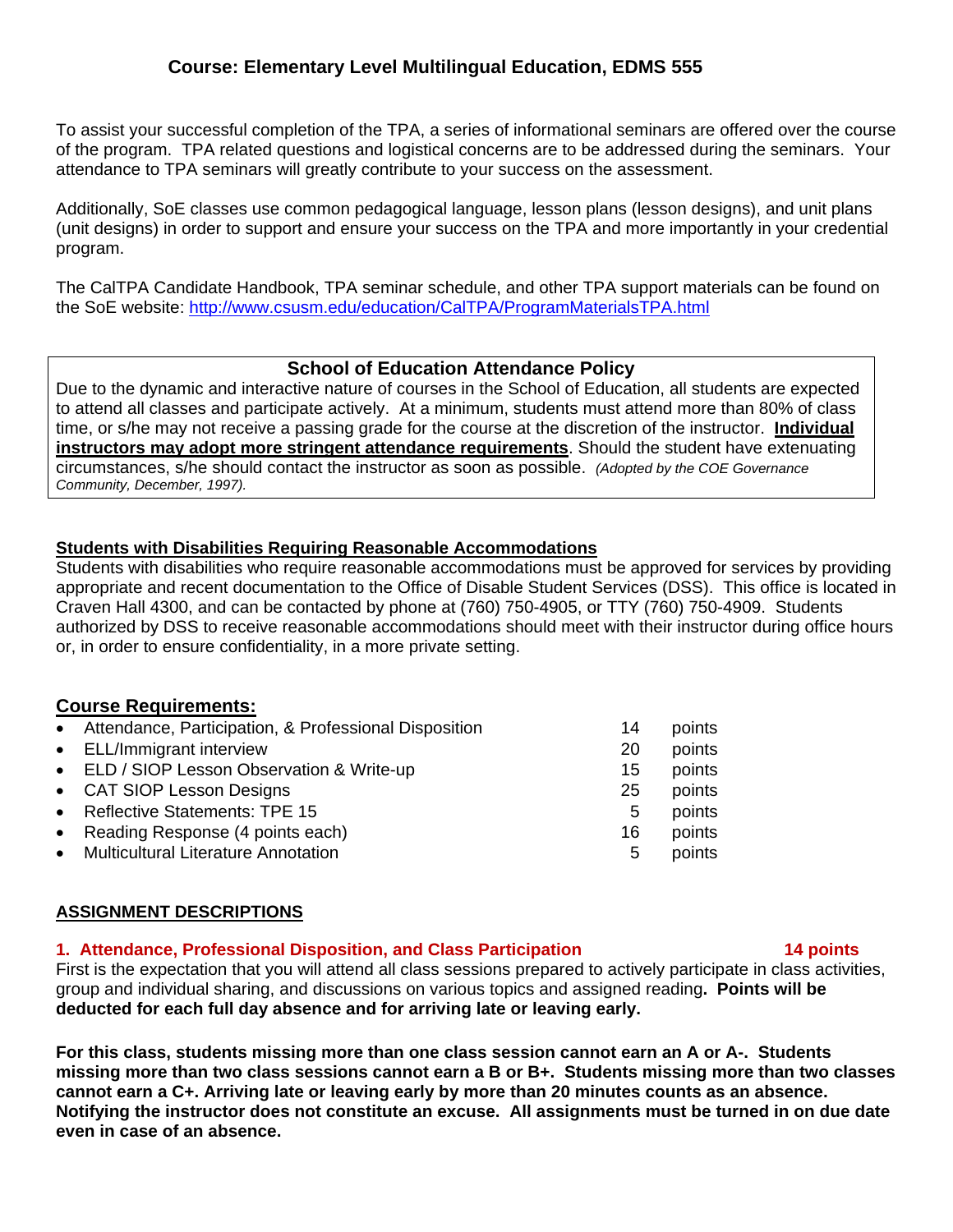## Course: Elementary Level Multilingual Education, EDMS 555

To assist your successful completion of the TPA, a series of informational seminars are offered over the course of the program. TPA related questions and logistical concerns are to be addressed during the seminars. Your attendance to TPA seminars will greatly contribute to your success on the assessment.

Additionally, SoE classes use common pedagogical language, lesson plans (lesson designs), and unit plans (unit designs) in order to support and ensure your success on the TPA and more importantly in your credential program.

The CalTPA Candidate Handbook, TPA seminar schedule, and other TPA support materials can be found on the SoE website: http://www.csusm.edu/education/CalTPA/ProgramMaterialsTPA.html

### School of Education Attendance Policy

Due to the dynamic and interactive nature of courses in the School of Education, all students are expected to attend all classes and participate actively. At a minimum, students must attend more than 80% of class time, or s/he may not receive a passing grade for the course at the discretion of the instructor. **Individual instructors may adopt more stringent attendance requirements**. Should the student have extenuating circumstances, s/he should contact the instructor as soon as possible. *(Adopted by the COE Governance Community, December, 1997).*

### Students with Disabilities Requiring Reasonable Accommodations

Students with disabilities who require reasonable accommodations must be approved for services by providing appropriate and recent documentation to the Office of Disable Student Services (DSS). This office is located in Craven Hall 4300, and can be contacted by phone at (760) 750-4905, or TTY (760) 750-4909. Students authorized by DSS to receive reasonable accommodations should meet with their instructor during office hours or, in order to ensure confidentiality, in a more private setting.

### Course Requirements:

- Attendance, Participation, & Professional Disposition — 14 points
- ELL/Immigrant interview — 20 points
- ELD / SIOP Lesson Observation & Write-up — 15 points
- CAT SIOP Lesson Designs — 25 points
- Reflective Statements: TPE 15 — 5 points
- Reading Response (4 points each) — 16 points
- Multicultural Literature Annotation — 5 points

### ASSIGNMENT DESCRIPTIONS

**1. Attendance, Professional Disposition, and Class Participation — 14 points**

First is the expectation that you will attend all class sessions prepared to actively participate in class activities, group and individual sharing, and discussions on various topics and assigned reading**. Points will be deducted for each full day absence and for arriving late or leaving early.**

**For this class, students missing more than one class session cannot earn an A or A-. Students missing more than two class sessions cannot earn a B or B+. Students missing more than two classes cannot earn a C+. Arriving late or leaving early by more than 20 minutes counts as an absence. Notifying the instructor does not constitute an excuse. All assignments must be turned in on due date even in case of an absence.**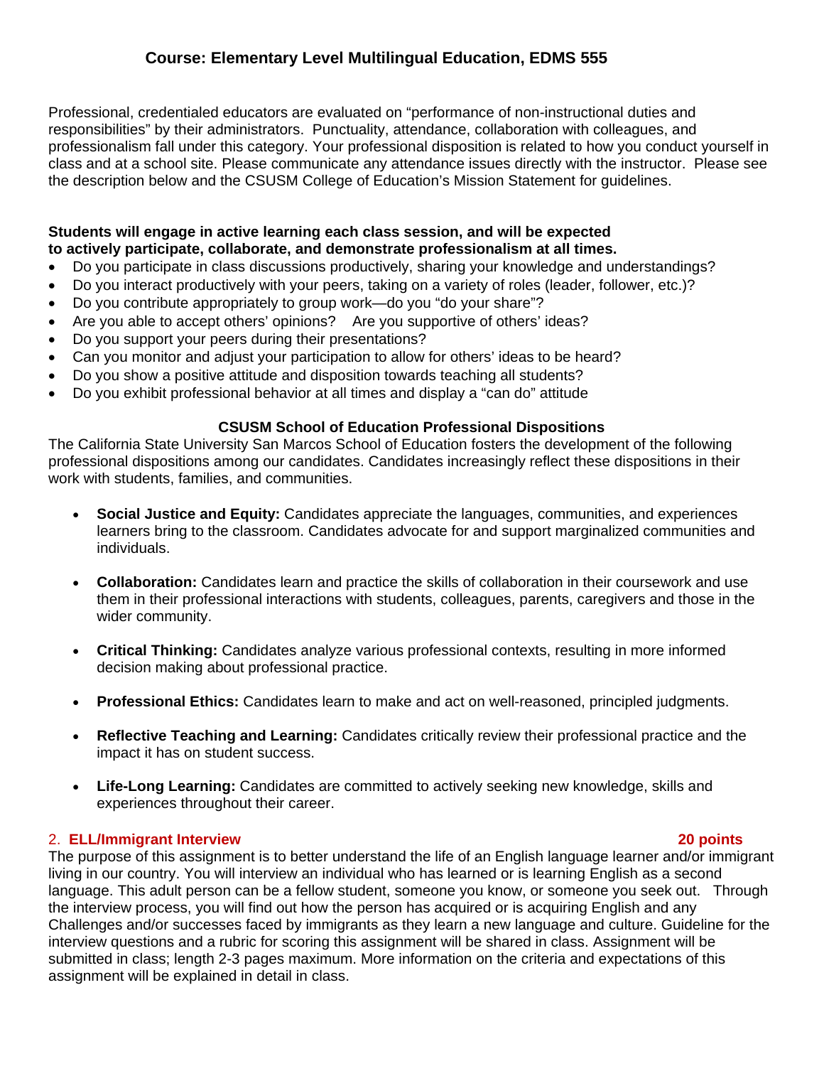# Course: Elementary Level Multilingual Education, EDMS 555

Professional, credentialed educators are evaluated on "performance of non-instructional duties and responsibilities" by their administrators. Punctuality, attendance, collaboration with colleagues, and professionalism fall under this category. Your professional disposition is related to how you conduct yourself in class and at a school site. Please communicate any attendance issues directly with the instructor. Please see the description below and the CSUSM College of Education's Mission Statement for guidelines.

**Students will engage in active learning each class session, and will be expected to actively participate, collaborate, and demonstrate professionalism at all times.**

- Do you participate in class discussions productively, sharing your knowledge and understandings?
- Do you interact productively with your peers, taking on a variety of roles (leader, follower, etc.)?
- Do you contribute appropriately to group work—do you "do your share"?
- Are you able to accept others' opinions? Are you supportive of others' ideas?
- Do you support your peers during their presentations?
- Can you monitor and adjust your participation to allow for others' ideas to be heard?
- Do you show a positive attitude and disposition towards teaching all students?
- Do you exhibit professional behavior at all times and display a "can do" attitude

### CSUSM School of Education Professional Dispositions

The California State University San Marcos School of Education fosters the development of the following professional dispositions among our candidates. Candidates increasingly reflect these dispositions in their work with students, families, and communities.

- **Social Justice and Equity:** Candidates appreciate the languages, communities, and experiences learners bring to the classroom. Candidates advocate for and support marginalized communities and individuals.
- **Collaboration:** Candidates learn and practice the skills of collaboration in their coursework and use them in their professional interactions with students, colleagues, parents, caregivers and those in the wider community.
- **Critical Thinking:** Candidates analyze various professional contexts, resulting in more informed decision making about professional practice.
- **Professional Ethics:** Candidates learn to make and act on well-reasoned, principled judgments.
- **Reflective Teaching and Learning:** Candidates critically review their professional practice and the impact it has on student success.
- **Life-Long Learning:** Candidates are committed to actively seeking new knowledge, skills and experiences throughout their career.

### 2. ELL/Immigrant Interview — 20 points

The purpose of this assignment is to better understand the life of an English language learner and/or immigrant living in our country. You will interview an individual who has learned or is learning English as a second language. This adult person can be a fellow student, someone you know, or someone you seek out. Through the interview process, you will find out how the person has acquired or is acquiring English and any Challenges and/or successes faced by immigrants as they learn a new language and culture. Guideline for the interview questions and a rubric for scoring this assignment will be shared in class. Assignment will be submitted in class; length 2-3 pages maximum. More information on the criteria and expectations of this assignment will be explained in detail in class.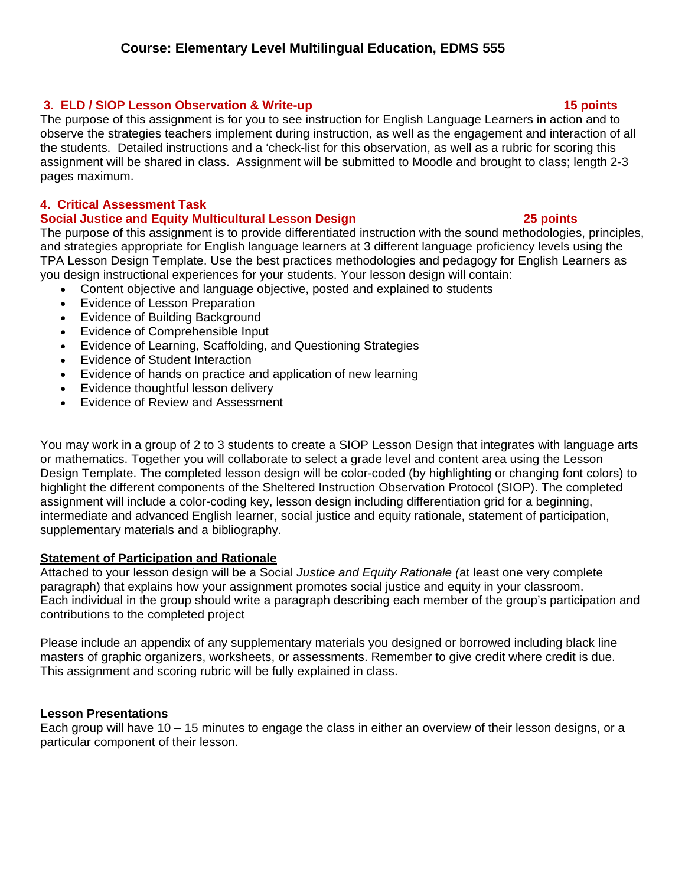# Course: Elementary Level Multilingual Education, EDMS 555

### 3. ELD / SIOP Lesson Observation & Write-up — 15 points

The purpose of this assignment is for you to see instruction for English Language Learners in action and to observe the strategies teachers implement during instruction, as well as the engagement and interaction of all the students. Detailed instructions and a 'check-list for this observation, as well as a rubric for scoring this assignment will be shared in class. Assignment will be submitted to Moodle and brought to class; length 2-3 pages maximum.

### 4. Critical Assessment Task
### Social Justice and Equity Multicultural Lesson Design — 25 points

The purpose of this assignment is to provide differentiated instruction with the sound methodologies, principles, and strategies appropriate for English language learners at 3 different language proficiency levels using the TPA Lesson Design Template. Use the best practices methodologies and pedagogy for English Learners as you design instructional experiences for your students. Your lesson design will contain:

- Content objective and language objective, posted and explained to students
- Evidence of Lesson Preparation
- Evidence of Building Background
- Evidence of Comprehensible Input
- Evidence of Learning, Scaffolding, and Questioning Strategies
- Evidence of Student Interaction
- Evidence of hands on practice and application of new learning
- Evidence thoughtful lesson delivery
- Evidence of Review and Assessment

You may work in a group of 2 to 3 students to create a SIOP Lesson Design that integrates with language arts or mathematics. Together you will collaborate to select a grade level and content area using the Lesson Design Template. The completed lesson design will be color-coded (by highlighting or changing font colors) to highlight the different components of the Sheltered Instruction Observation Protocol (SIOP). The completed assignment will include a color-coding key, lesson design including differentiation grid for a beginning, intermediate and advanced English learner, social justice and equity rationale, statement of participation, supplementary materials and a bibliography.

**Statement of Participation and Rationale**

Attached to your lesson design will be a Social *Justice and Equity Rationale (*at least one very complete paragraph) that explains how your assignment promotes social justice and equity in your classroom. Each individual in the group should write a paragraph describing each member of the group's participation and contributions to the completed project

Please include an appendix of any supplementary materials you designed or borrowed including black line masters of graphic organizers, worksheets, or assessments. Remember to give credit where credit is due. This assignment and scoring rubric will be fully explained in class.

**Lesson Presentations**

Each group will have 10 – 15 minutes to engage the class in either an overview of their lesson designs, or a particular component of their lesson.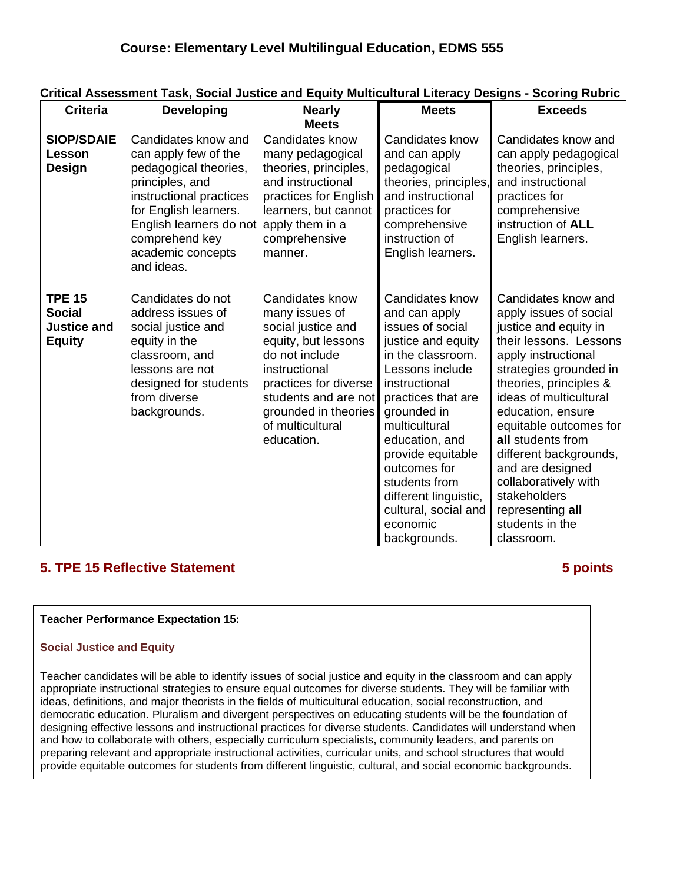## Course: Elementary Level Multilingual Education, EDMS 555

**Critical Assessment Task, Social Justice and Equity Multicultural Literacy Designs - Scoring Rubric**

| Criteria | Developing | Nearly Meets | Meets | Exceeds |
|---|---|---|---|---|
| **SIOP/SDAIE Lesson Design** | Candidates know and can apply few of the pedagogical theories, principles, and instructional practices for English learners. English learners do not comprehend key academic concepts and ideas. | Candidates know many pedagogical theories, principles, and instructional practices for English learners, but cannot apply them in a comprehensive manner. | Candidates know and can apply pedagogical theories, principles, and instructional practices for comprehensive instruction of English learners. | Candidates know and can apply pedagogical theories, principles, and instructional practices for comprehensive instruction of **ALL** English learners. |
| **TPE 15 Social Justice and Equity** | Candidates do not address issues of social justice and equity in the classroom, and lessons are not designed for students from diverse backgrounds. | Candidates know many issues of social justice and equity, but lessons do not include instructional practices for diverse students and are not grounded in theories of multicultural education. | Candidates know and can apply issues of social justice and equity in the classroom. Lessons include instructional practices that are grounded in multicultural education, and provide equitable outcomes for students from different linguistic, cultural, social and economic backgrounds. | Candidates know and apply issues of social justice and equity in their lessons. Lessons apply instructional strategies grounded in theories, principles & ideas of multicultural education, ensure equitable outcomes for **all** students from different backgrounds, and are designed collaboratively with stakeholders representing **all** students in the classroom. |

### 5. TPE 15 Reflective Statement — 5 points

**Teacher Performance Expectation 15:**

**Social Justice and Equity**

Teacher candidates will be able to identify issues of social justice and equity in the classroom and can apply appropriate instructional strategies to ensure equal outcomes for diverse students. They will be familiar with ideas, definitions, and major theorists in the fields of multicultural education, social reconstruction, and democratic education. Pluralism and divergent perspectives on educating students will be the foundation of designing effective lessons and instructional practices for diverse students. Candidates will understand when and how to collaborate with others, especially curriculum specialists, community leaders, and parents on preparing relevant and appropriate instructional activities, curricular units, and school structures that would provide equitable outcomes for students from different linguistic, cultural, and social economic backgrounds.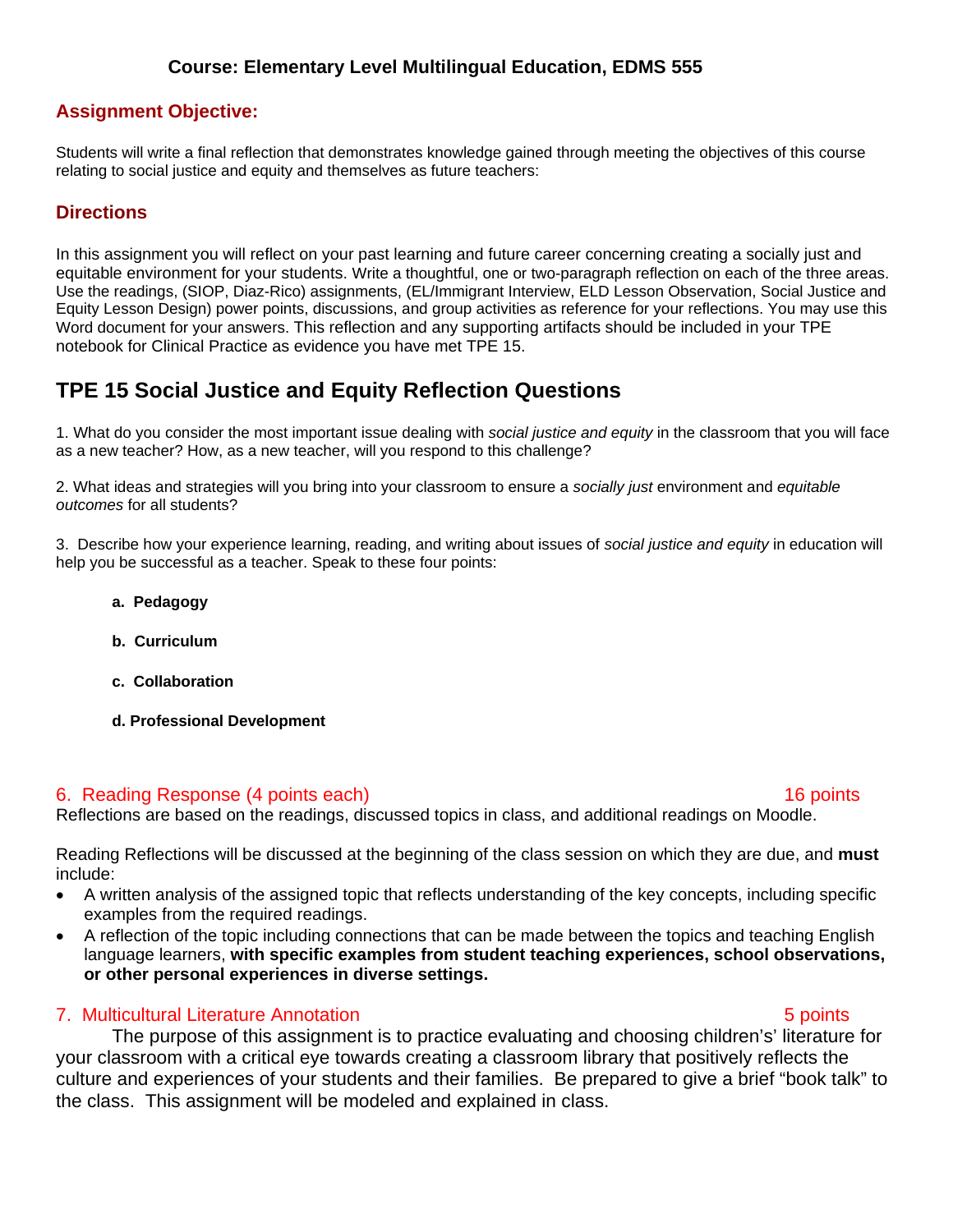**Course: Elementary Level Multilingual Education, EDMS 555**

## Assignment Objective:

Students will write a final reflection that demonstrates knowledge gained through meeting the objectives of this course relating to social justice and equity and themselves as future teachers:

## Directions

In this assignment you will reflect on your past learning and future career concerning creating a socially just and equitable environment for your students. Write a thoughtful, one or two-paragraph reflection on each of the three areas. Use the readings, (SIOP, Diaz-Rico) assignments, (EL/Immigrant Interview, ELD Lesson Observation, Social Justice and Equity Lesson Design) power points, discussions, and group activities as reference for your reflections. You may use this Word document for your answers. This reflection and any supporting artifacts should be included in your TPE notebook for Clinical Practice as evidence you have met TPE 15.

# TPE 15 Social Justice and Equity Reflection Questions

1. What do you consider the most important issue dealing with *social justice and equity* in the classroom that you will face as a new teacher? How, as a new teacher, will you respond to this challenge?

2. What ideas and strategies will you bring into your classroom to ensure a *socially just* environment and *equitable outcomes* for all students?

3. Describe how your experience learning, reading, and writing about issues of *social justice and equity* in education will help you be successful as a teacher. Speak to these four points:

   **a. Pedagogy**

   **b. Curriculum**

   **c. Collaboration**

   **d. Professional Development**

## 6. Reading Response (4 points each) — 16 points

Reflections are based on the readings, discussed topics in class, and additional readings on Moodle.

Reading Reflections will be discussed at the beginning of the class session on which they are due, and **must** include:

- A written analysis of the assigned topic that reflects understanding of the key concepts, including specific examples from the required readings.
- A reflection of the topic including connections that can be made between the topics and teaching English language learners, **with specific examples from student teaching experiences, school observations, or other personal experiences in diverse settings.**

## 7. Multicultural Literature Annotation — 5 points

The purpose of this assignment is to practice evaluating and choosing children's' literature for your classroom with a critical eye towards creating a classroom library that positively reflects the culture and experiences of your students and their families. Be prepared to give a brief "book talk" to the class. This assignment will be modeled and explained in class.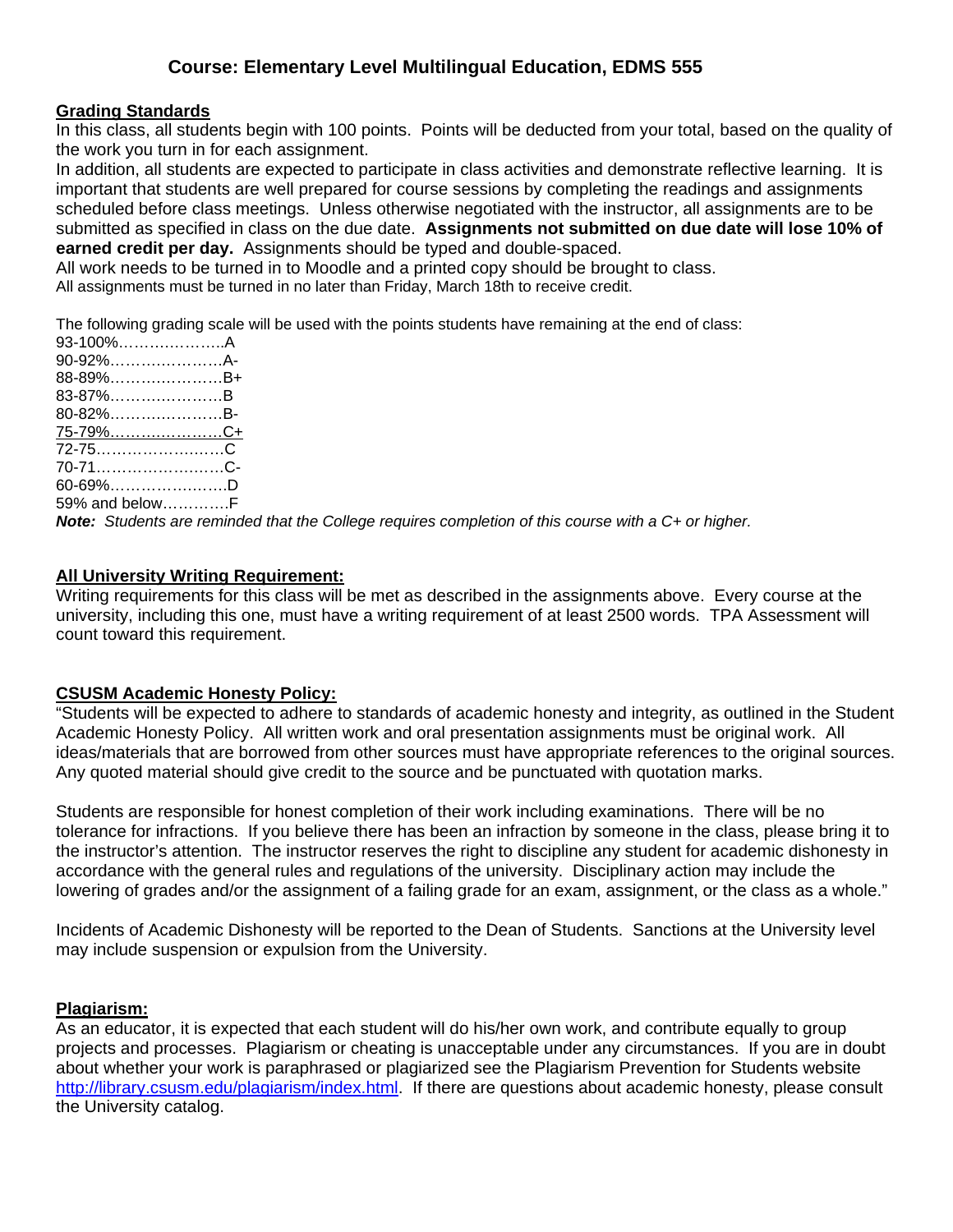## Course: Elementary Level Multilingual Education, EDMS 555

**Grading Standards**

In this class, all students begin with 100 points. Points will be deducted from your total, based on the quality of the work you turn in for each assignment.

In addition, all students are expected to participate in class activities and demonstrate reflective learning. It is important that students are well prepared for course sessions by completing the readings and assignments scheduled before class meetings. Unless otherwise negotiated with the instructor, all assignments are to be submitted as specified in class on the due date. **Assignments not submitted on due date will lose 10% of earned credit per day.** Assignments should be typed and double-spaced.

All work needs to be turned in to Moodle and a printed copy should be brought to class.

All assignments must be turned in no later than Friday, March 18th to receive credit.

The following grading scale will be used with the points students have remaining at the end of class:

93-100%………………..A
90-92%…………………A-
88-89%…………………B+
83-87%…………………B
80-82%…………………B-
75-79%…………………C+
72-75……………………C
70-71……………………C-
60-69%………………….D
59% and below…………F

***Note:*** *Students are reminded that the College requires completion of this course with a C+ or higher.*

**All University Writing Requirement:**

Writing requirements for this class will be met as described in the assignments above. Every course at the university, including this one, must have a writing requirement of at least 2500 words. TPA Assessment will count toward this requirement.

**CSUSM Academic Honesty Policy:**

"Students will be expected to adhere to standards of academic honesty and integrity, as outlined in the Student Academic Honesty Policy. All written work and oral presentation assignments must be original work. All ideas/materials that are borrowed from other sources must have appropriate references to the original sources. Any quoted material should give credit to the source and be punctuated with quotation marks.

Students are responsible for honest completion of their work including examinations. There will be no tolerance for infractions. If you believe there has been an infraction by someone in the class, please bring it to the instructor's attention. The instructor reserves the right to discipline any student for academic dishonesty in accordance with the general rules and regulations of the university. Disciplinary action may include the lowering of grades and/or the assignment of a failing grade for an exam, assignment, or the class as a whole."

Incidents of Academic Dishonesty will be reported to the Dean of Students. Sanctions at the University level may include suspension or expulsion from the University.

**Plagiarism:**

As an educator, it is expected that each student will do his/her own work, and contribute equally to group projects and processes. Plagiarism or cheating is unacceptable under any circumstances. If you are in doubt about whether your work is paraphrased or plagiarized see the Plagiarism Prevention for Students website http://library.csusm.edu/plagiarism/index.html. If there are questions about academic honesty, please consult the University catalog.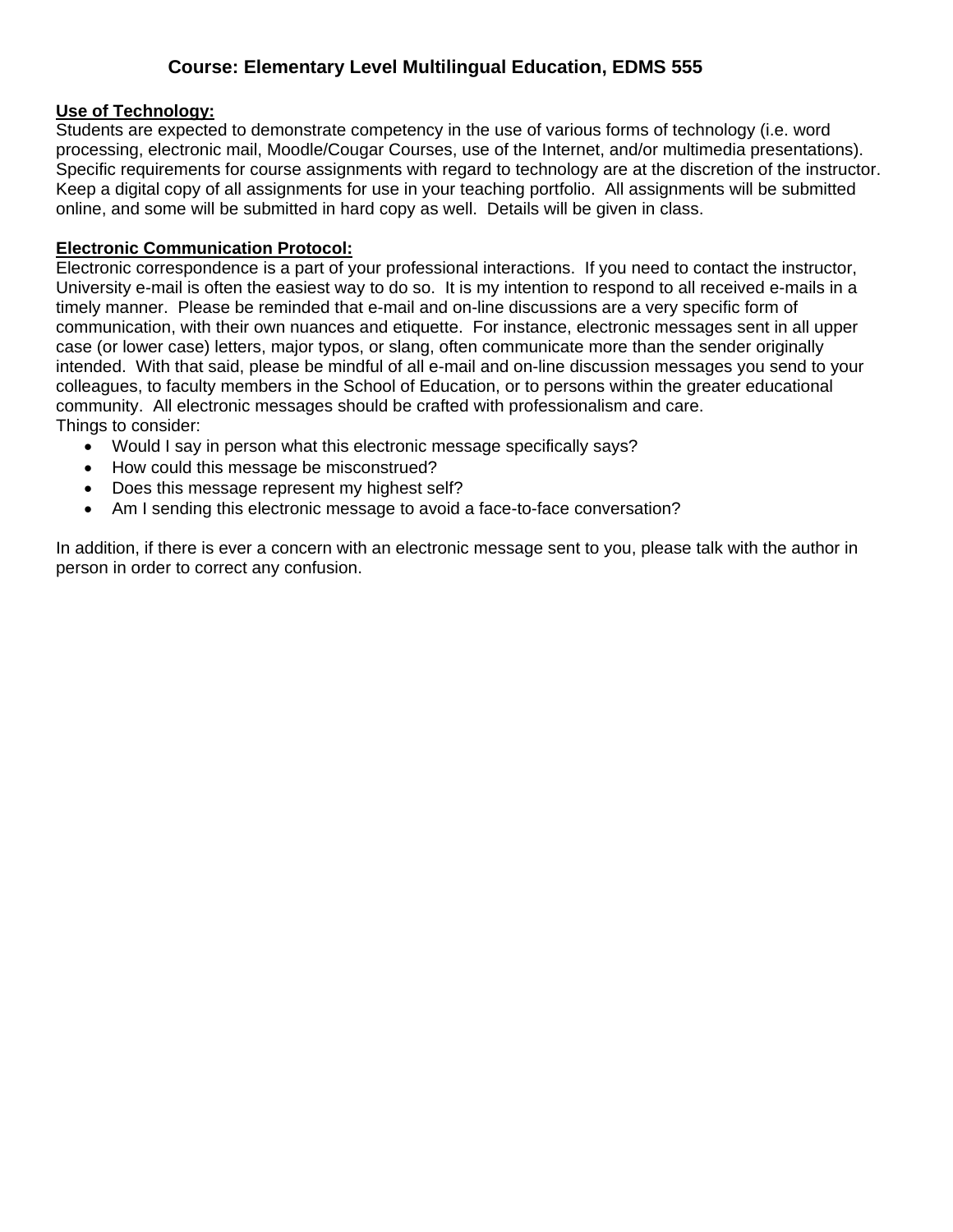**Use of Technology:**
Students are expected to demonstrate competency in the use of various forms of technology (i.e. word processing, electronic mail, Moodle/Cougar Courses, use of the Internet, and/or multimedia presentations). Specific requirements for course assignments with regard to technology are at the discretion of the instructor. Keep a digital copy of all assignments for use in your teaching portfolio. All assignments will be submitted online, and some will be submitted in hard copy as well. Details will be given in class.

**Electronic Communication Protocol:**
Electronic correspondence is a part of your professional interactions. If you need to contact the instructor, University e-mail is often the easiest way to do so. It is my intention to respond to all received e-mails in a timely manner. Please be reminded that e-mail and on-line discussions are a very specific form of communication, with their own nuances and etiquette. For instance, electronic messages sent in all upper case (or lower case) letters, major typos, or slang, often communicate more than the sender originally intended. With that said, please be mindful of all e-mail and on-line discussion messages you send to your colleagues, to faculty members in the School of Education, or to persons within the greater educational community. All electronic messages should be crafted with professionalism and care.
Things to consider:

- Would I say in person what this electronic message specifically says?
- How could this message be misconstrued?
- Does this message represent my highest self?
- Am I sending this electronic message to avoid a face-to-face conversation?

In addition, if there is ever a concern with an electronic message sent to you, please talk with the author in person in order to correct any confusion.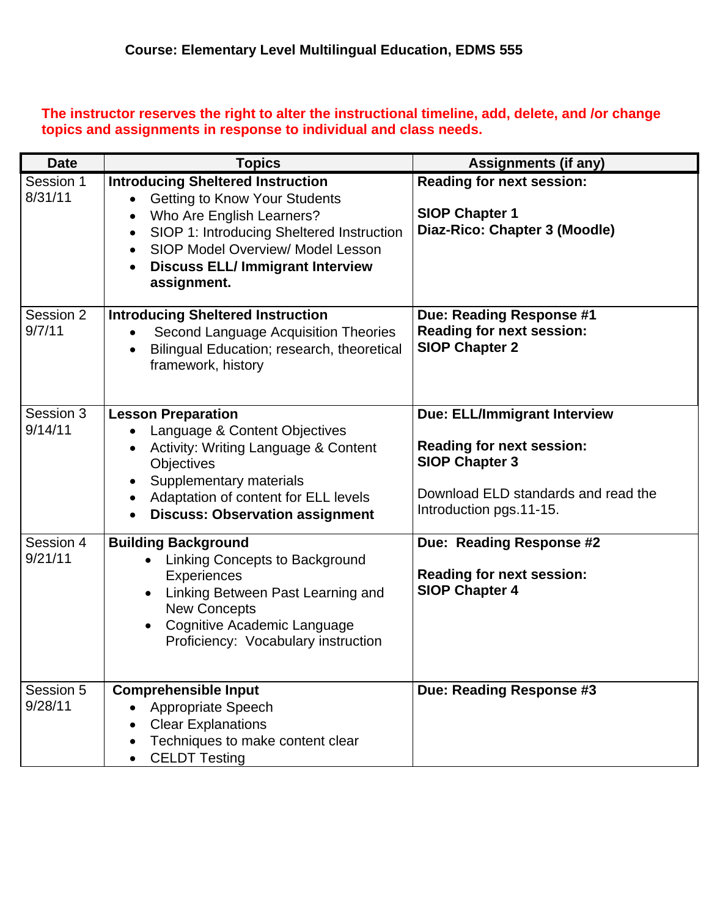**Course: Elementary Level Multilingual Education, EDMS 555**

**The instructor reserves the right to alter the instructional timeline, add, delete, and /or change topics and assignments in response to individual and class needs.**

| Date | Topics | Assignments (if any) |
|---|---|---|
| Session 1<br>8/31/11 | **Introducing Sheltered Instruction**<br>• Getting to Know Your Students<br>• Who Are English Learners?<br>• SIOP 1: Introducing Sheltered Instruction<br>• SIOP Model Overview/ Model Lesson<br>• **Discuss ELL/ Immigrant Interview assignment.** | **Reading for next session:**<br><br>**SIOP Chapter 1**<br>**Diaz-Rico: Chapter 3 (Moodle)** |
| Session 2<br>9/7/11 | **Introducing Sheltered Instruction**<br>• Second Language Acquisition Theories<br>• Bilingual Education; research, theoretical framework, history | **Due: Reading Response #1**<br>**Reading for next session:**<br>**SIOP Chapter 2** |
| Session 3<br>9/14/11 | **Lesson Preparation**<br>• Language & Content Objectives<br>• Activity: Writing Language & Content Objectives<br>• Supplementary materials<br>• Adaptation of content for ELL levels<br>• **Discuss: Observation assignment** | **Due: ELL/Immigrant Interview**<br><br>**Reading for next session:**<br>**SIOP Chapter 3**<br><br>Download ELD standards and read the Introduction pgs.11-15. |
| Session 4<br>9/21/11 | **Building Background**<br>• Linking Concepts to Background Experiences<br>• Linking Between Past Learning and New Concepts<br>• Cognitive Academic Language Proficiency: Vocabulary instruction | **Due: Reading Response #2**<br><br>**Reading for next session:**<br>**SIOP Chapter 4** |
| Session 5<br>9/28/11 | **Comprehensible Input**<br>• Appropriate Speech<br>• Clear Explanations<br>• Techniques to make content clear<br>• CELDT Testing | **Due: Reading Response #3** |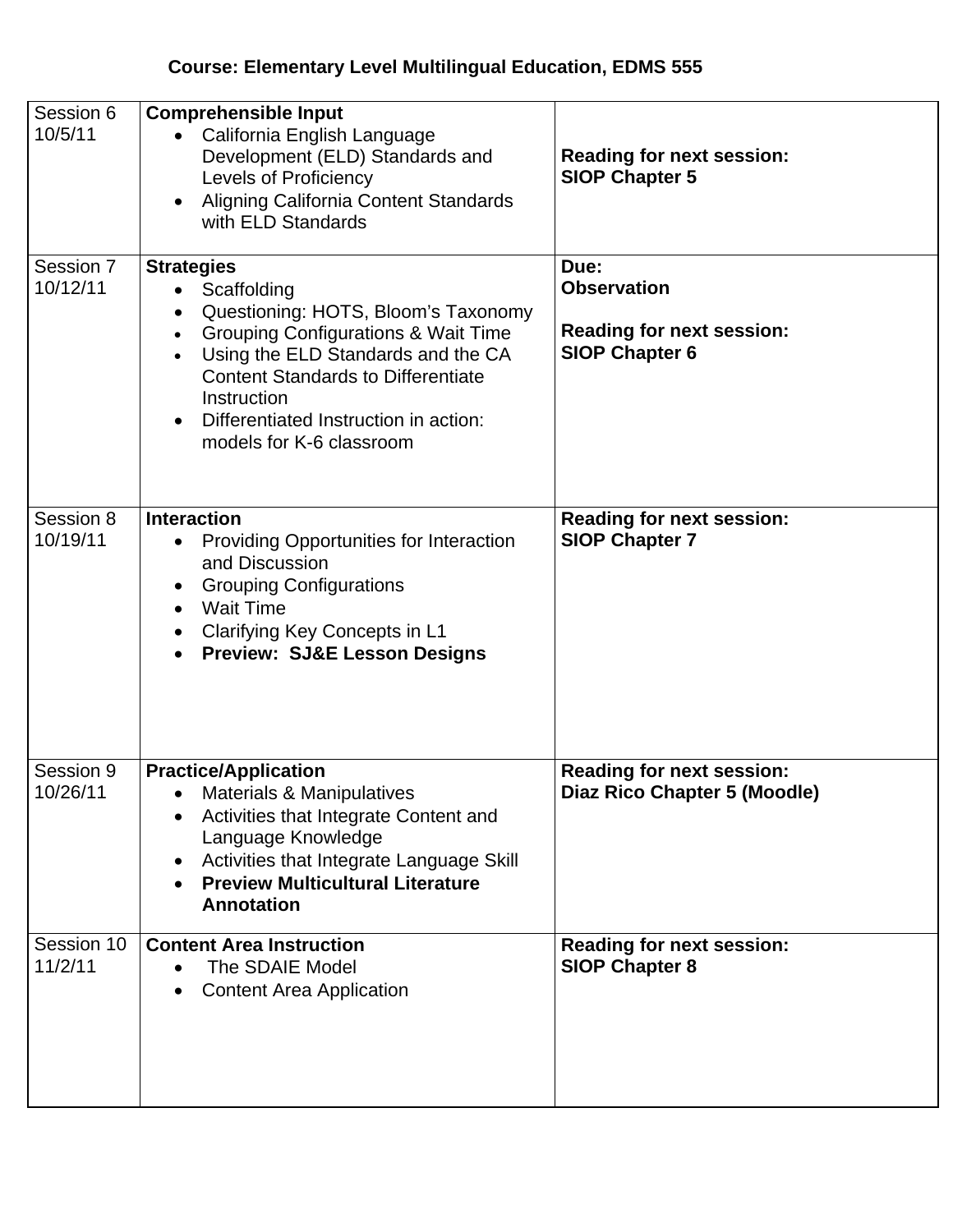**Course: Elementary Level Multilingual Education, EDMS 555**

| Session | Topics | Assignments |
|---|---|---|
| Session 6<br>10/5/11 | **Comprehensible Input**<br>• California English Language Development (ELD) Standards and Levels of Proficiency<br>• Aligning California Content Standards with ELD Standards | **Reading for next session:**<br>**SIOP Chapter 5** |
| Session 7<br>10/12/11 | **Strategies**<br>• Scaffolding<br>• Questioning: HOTS, Bloom's Taxonomy<br>• Grouping Configurations & Wait Time<br>• Using the ELD Standards and the CA Content Standards to Differentiate Instruction<br>• Differentiated Instruction in action: models for K-6 classroom | **Due:**<br>**Observation**<br><br>**Reading for next session:**<br>**SIOP Chapter 6** |
| Session 8<br>10/19/11 | **Interaction**<br>• Providing Opportunities for Interaction and Discussion<br>• Grouping Configurations<br>• Wait Time<br>• Clarifying Key Concepts in L1<br>• **Preview: SJ&E Lesson Designs** | **Reading for next session:**<br>**SIOP Chapter 7** |
| Session 9<br>10/26/11 | **Practice/Application**<br>• Materials & Manipulatives<br>• Activities that Integrate Content and Language Knowledge<br>• Activities that Integrate Language Skill<br>• **Preview Multicultural Literature Annotation** | **Reading for next session:**<br>**Diaz Rico Chapter 5 (Moodle)** |
| Session 10<br>11/2/11 | **Content Area Instruction**<br>• The SDAIE Model<br>• Content Area Application | **Reading for next session:**<br>**SIOP Chapter 8** |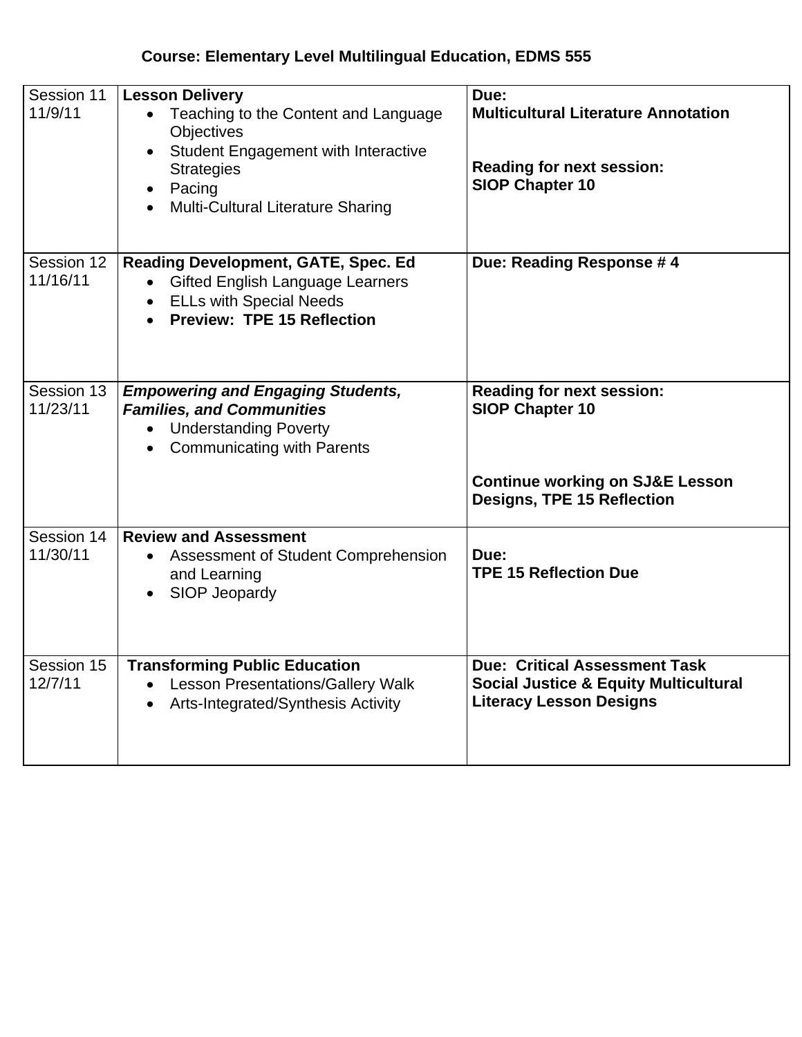**Course: Elementary Level Multilingual Education, EDMS 555**

| | | |
|---|---|---|
| Session 11<br>11/9/11 | **Lesson Delivery**<br>• Teaching to the Content and Language Objectives<br>• Student Engagement with Interactive Strategies<br>• Pacing<br>• Multi-Cultural Literature Sharing | **Due:**<br>**Multicultural Literature Annotation**<br><br>**Reading for next session:**<br>**SIOP Chapter 10** |
| Session 12<br>11/16/11 | **Reading Development, GATE, Spec. Ed**<br>• Gifted English Language Learners<br>• ELLs with Special Needs<br>• **Preview: TPE 15 Reflection** | **Due: Reading Response # 4** |
| Session 13<br>11/23/11 | ***Empowering and Engaging Students, Families, and Communities***<br>• Understanding Poverty<br>• Communicating with Parents | **Reading for next session:**<br>**SIOP Chapter 10**<br><br>**Continue working on SJ&E Lesson Designs, TPE 15 Reflection** |
| Session 14<br>11/30/11 | **Review and Assessment**<br>• Assessment of Student Comprehension and Learning<br>• SIOP Jeopardy | **Due:**<br>**TPE 15 Reflection Due** |
| Session 15<br>12/7/11 | **Transforming Public Education**<br>• Lesson Presentations/Gallery Walk<br>• Arts-Integrated/Synthesis Activity | **Due: Critical Assessment Task**<br>**Social Justice & Equity Multicultural Literacy Lesson Designs** |